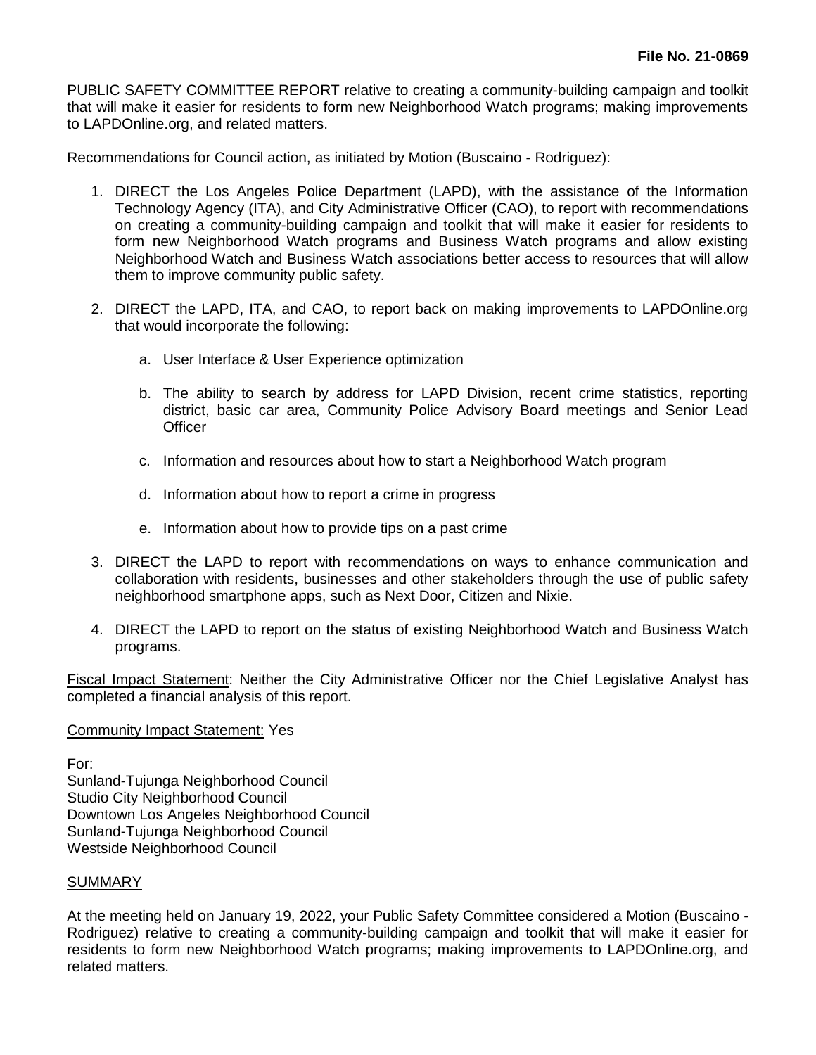**File No. 21-0869**

PUBLIC SAFETY COMMITTEE REPORT relative to creating a community-building campaign and toolkit that will make it easier for residents to form new Neighborhood Watch programs; making improvements to LAPDOnline.org, and related matters.

Recommendations for Council action, as initiated by Motion (Buscaino - Rodriguez):

1. DIRECT the Los Angeles Police Department (LAPD), with the assistance of the Information Technology Agency (ITA), and City Administrative Officer (CAO), to report with recommendations on creating a community-building campaign and toolkit that will make it easier for residents to form new Neighborhood Watch programs and Business Watch programs and allow existing Neighborhood Watch and Business Watch associations better access to resources that will allow them to improve community public safety.

2. DIRECT the LAPD, ITA, and CAO, to report back on making improvements to LAPDOnline.org that would incorporate the following:

    a. User Interface & User Experience optimization

    b. The ability to search by address for LAPD Division, recent crime statistics, reporting district, basic car area, Community Police Advisory Board meetings and Senior Lead Officer

    c. Information and resources about how to start a Neighborhood Watch program

    d. Information about how to report a crime in progress

    e. Information about how to provide tips on a past crime

3. DIRECT the LAPD to report with recommendations on ways to enhance communication and collaboration with residents, businesses and other stakeholders through the use of public safety neighborhood smartphone apps, such as Next Door, Citizen and Nixie.

4. DIRECT the LAPD to report on the status of existing Neighborhood Watch and Business Watch programs.

<u>Fiscal Impact Statement</u>: Neither the City Administrative Officer nor the Chief Legislative Analyst has completed a financial analysis of this report.

<u>Community Impact Statement:</u> Yes

For:
Sunland-Tujunga Neighborhood Council
Studio City Neighborhood Council
Downtown Los Angeles Neighborhood Council
Sunland-Tujunga Neighborhood Council
Westside Neighborhood Council

<u>SUMMARY</u>

At the meeting held on January 19, 2022, your Public Safety Committee considered a Motion (Buscaino - Rodriguez) relative to creating a community-building campaign and toolkit that will make it easier for residents to form new Neighborhood Watch programs; making improvements to LAPDOnline.org, and related matters.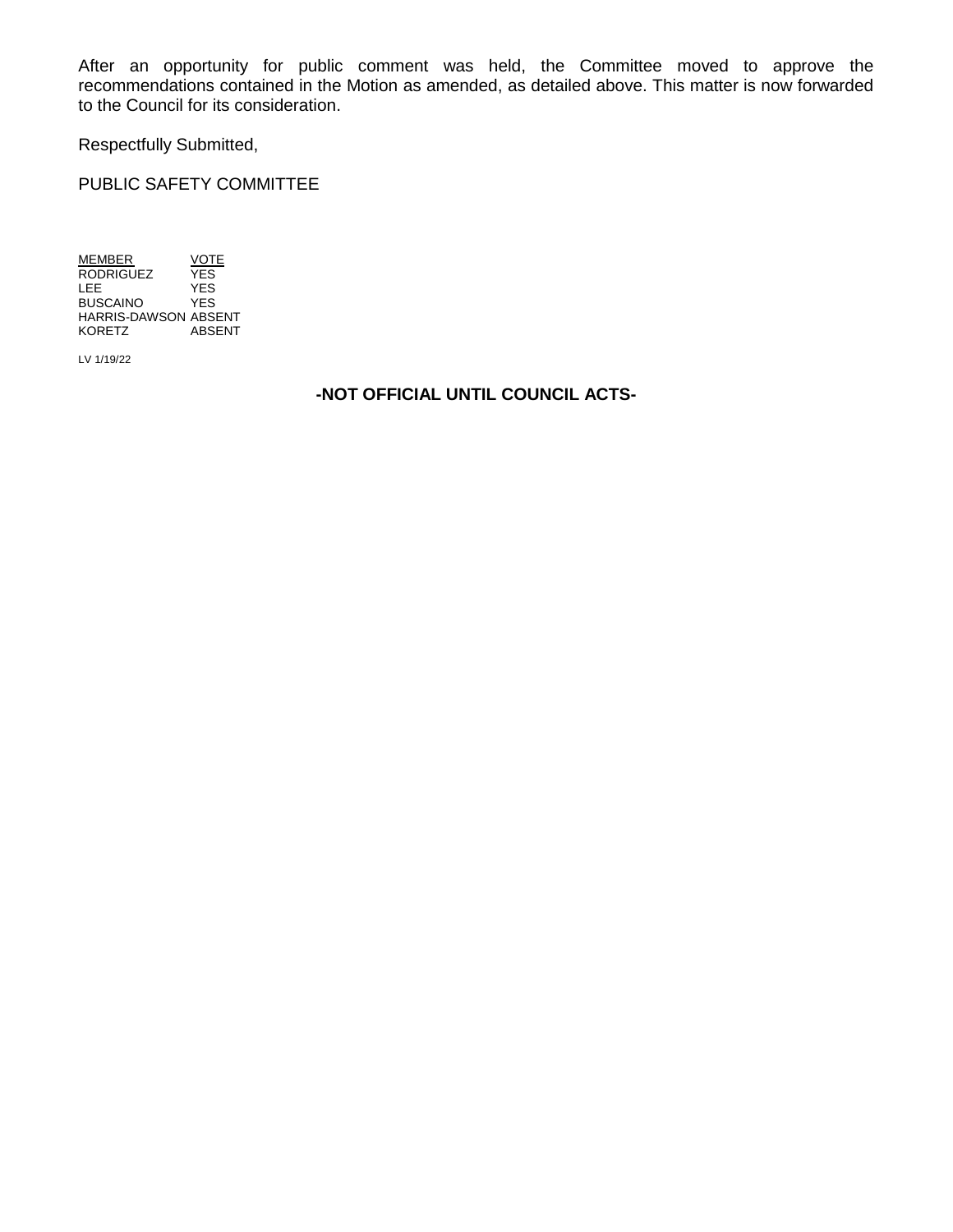After an opportunity for public comment was held, the Committee moved to approve the recommendations contained in the Motion as amended, as detailed above. This matter is now forwarded to the Council for its consideration.

Respectfully Submitted,

PUBLIC SAFETY COMMITTEE

| MEMBER | VOTE |
|---|---|
| RODRIGUEZ | YES |
| LEE | YES |
| BUSCAINO | YES |
| HARRIS-DAWSON | ABSENT |
| KORETZ | ABSENT |

LV 1/19/22

**-NOT OFFICIAL UNTIL COUNCIL ACTS-**